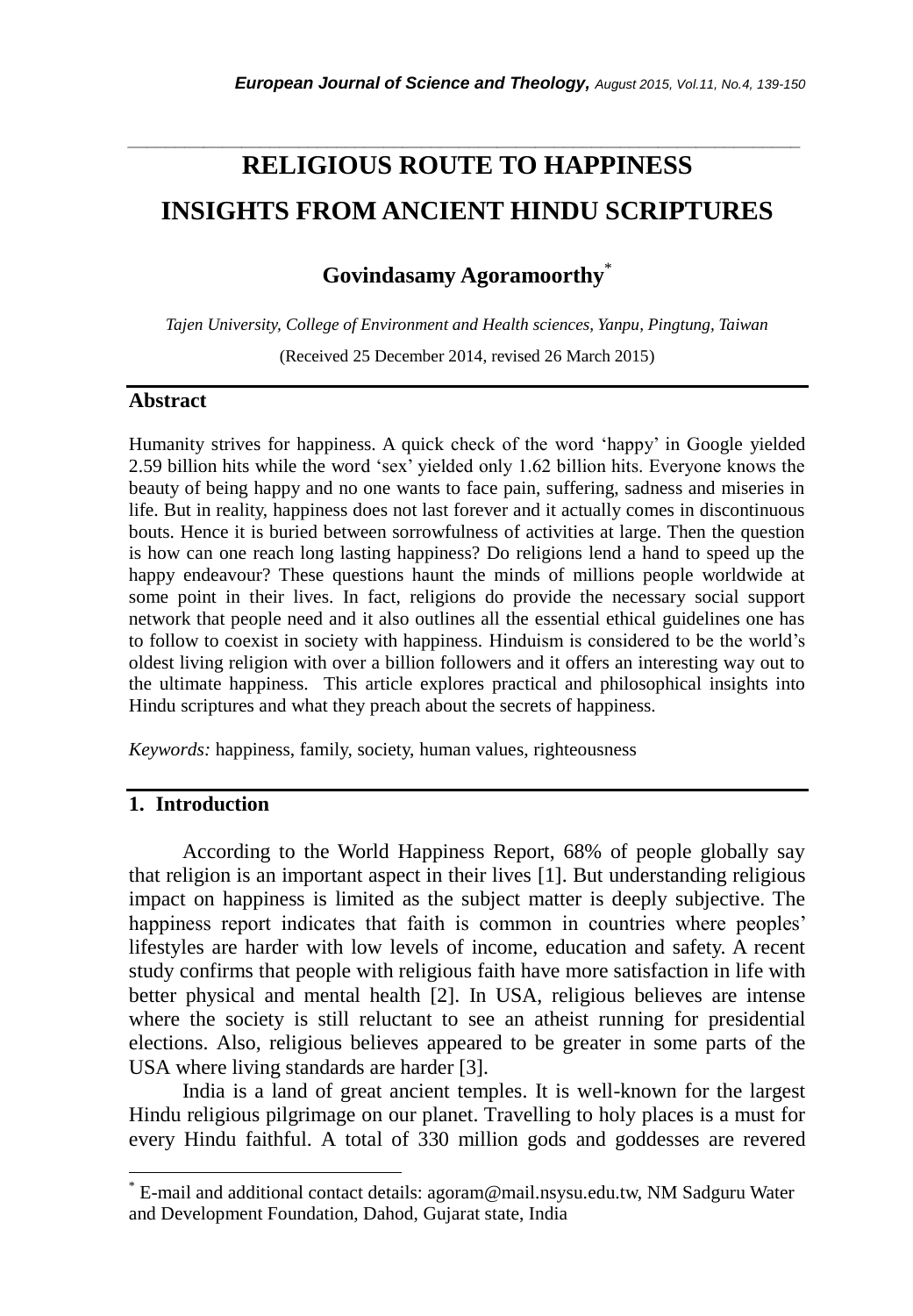# RELIGIOUS ROUTE TO HAPPINESS INSIGHTS FROM ANCIENT HINDU SCRIPTURES

**Govindasamy Agoramoorthy***

*Tajen University, College of Environment and Health sciences, Yanpu, Pingtung, Taiwan*

(Received 25 December 2014, revised 26 March 2015)

## Abstract

Humanity strives for happiness. A quick check of the word 'happy' in Google yielded 2.59 billion hits while the word 'sex' yielded only 1.62 billion hits. Everyone knows the beauty of being happy and no one wants to face pain, suffering, sadness and miseries in life. But in reality, happiness does not last forever and it actually comes in discontinuous bouts. Hence it is buried between sorrowfulness of activities at large. Then the question is how can one reach long lasting happiness? Do religions lend a hand to speed up the happy endeavour? These questions haunt the minds of millions people worldwide at some point in their lives. In fact, religions do provide the necessary social support network that people need and it also outlines all the essential ethical guidelines one has to follow to coexist in society with happiness. Hinduism is considered to be the world's oldest living religion with over a billion followers and it offers an interesting way out to the ultimate happiness. This article explores practical and philosophical insights into Hindu scriptures and what they preach about the secrets of happiness.

*Keywords:* happiness, family, society, human values, righteousness

## 1. Introduction

According to the World Happiness Report, 68% of people globally say that religion is an important aspect in their lives [1]. But understanding religious impact on happiness is limited as the subject matter is deeply subjective. The happiness report indicates that faith is common in countries where peoples' lifestyles are harder with low levels of income, education and safety. A recent study confirms that people with religious faith have more satisfaction in life with better physical and mental health [2]. In USA, religious believes are intense where the society is still reluctant to see an atheist running for presidential elections. Also, religious believes appeared to be greater in some parts of the USA where living standards are harder [3].

India is a land of great ancient temples. It is well-known for the largest Hindu religious pilgrimage on our planet. Travelling to holy places is a must for every Hindu faithful. A total of 330 million gods and goddesses are revered

---

* E-mail and additional contact details: agoram@mail.nsysu.edu.tw, NM Sadguru Water and Development Foundation, Dahod, Gujarat state, India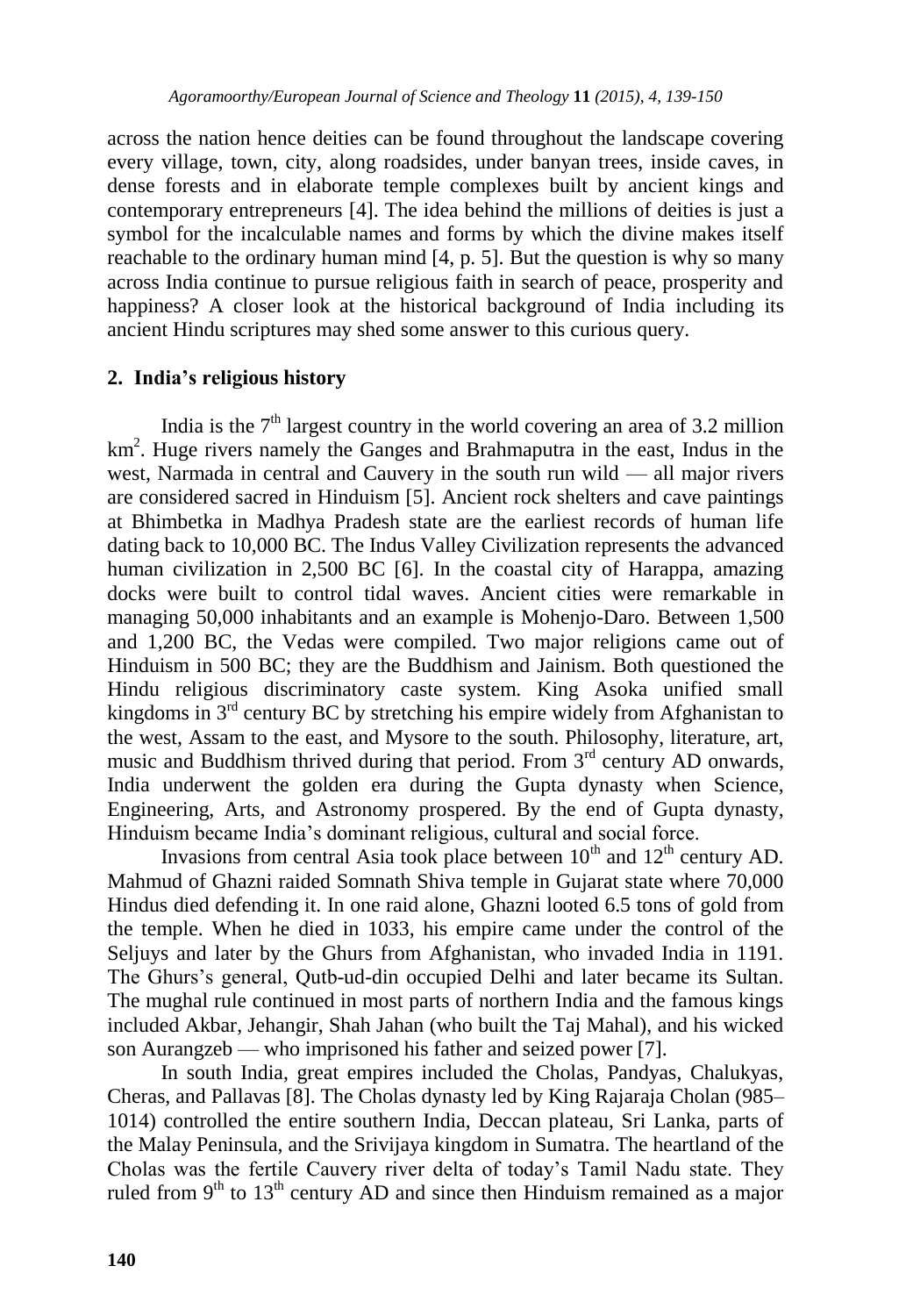across the nation hence deities can be found throughout the landscape covering every village, town, city, along roadsides, under banyan trees, inside caves, in dense forests and in elaborate temple complexes built by ancient kings and contemporary entrepreneurs [4]. The idea behind the millions of deities is just a symbol for the incalculable names and forms by which the divine makes itself reachable to the ordinary human mind [4, p. 5]. But the question is why so many across India continue to pursue religious faith in search of peace, prosperity and happiness? A closer look at the historical background of India including its ancient Hindu scriptures may shed some answer to this curious query.

## 2. India's religious history

India is the 7th largest country in the world covering an area of 3.2 million km$^2$. Huge rivers namely the Ganges and Brahmaputra in the east, Indus in the west, Narmada in central and Cauvery in the south run wild — all major rivers are considered sacred in Hinduism [5]. Ancient rock shelters and cave paintings at Bhimbetka in Madhya Pradesh state are the earliest records of human life dating back to 10,000 BC. The Indus Valley Civilization represents the advanced human civilization in 2,500 BC [6]. In the coastal city of Harappa, amazing docks were built to control tidal waves. Ancient cities were remarkable in managing 50,000 inhabitants and an example is Mohenjo-Daro. Between 1,500 and 1,200 BC, the Vedas were compiled. Two major religions came out of Hinduism in 500 BC; they are the Buddhism and Jainism. Both questioned the Hindu religious discriminatory caste system. King Asoka unified small kingdoms in 3rd century BC by stretching his empire widely from Afghanistan to the west, Assam to the east, and Mysore to the south. Philosophy, literature, art, music and Buddhism thrived during that period. From 3rd century AD onwards, India underwent the golden era during the Gupta dynasty when Science, Engineering, Arts, and Astronomy prospered. By the end of Gupta dynasty, Hinduism became India's dominant religious, cultural and social force.

Invasions from central Asia took place between 10th and 12th century AD. Mahmud of Ghazni raided Somnath Shiva temple in Gujarat state where 70,000 Hindus died defending it. In one raid alone, Ghazni looted 6.5 tons of gold from the temple. When he died in 1033, his empire came under the control of the Seljuys and later by the Ghurs from Afghanistan, who invaded India in 1191. The Ghurs's general, Qutb-ud-din occupied Delhi and later became its Sultan. The mughal rule continued in most parts of northern India and the famous kings included Akbar, Jehangir, Shah Jahan (who built the Taj Mahal), and his wicked son Aurangzeb — who imprisoned his father and seized power [7].

In south India, great empires included the Cholas, Pandyas, Chalukyas, Cheras, and Pallavas [8]. The Cholas dynasty led by King Rajaraja Cholan (985–1014) controlled the entire southern India, Deccan plateau, Sri Lanka, parts of the Malay Peninsula, and the Srivijaya kingdom in Sumatra. The heartland of the Cholas was the fertile Cauvery river delta of today's Tamil Nadu state. They ruled from 9th to 13th century AD and since then Hinduism remained as a major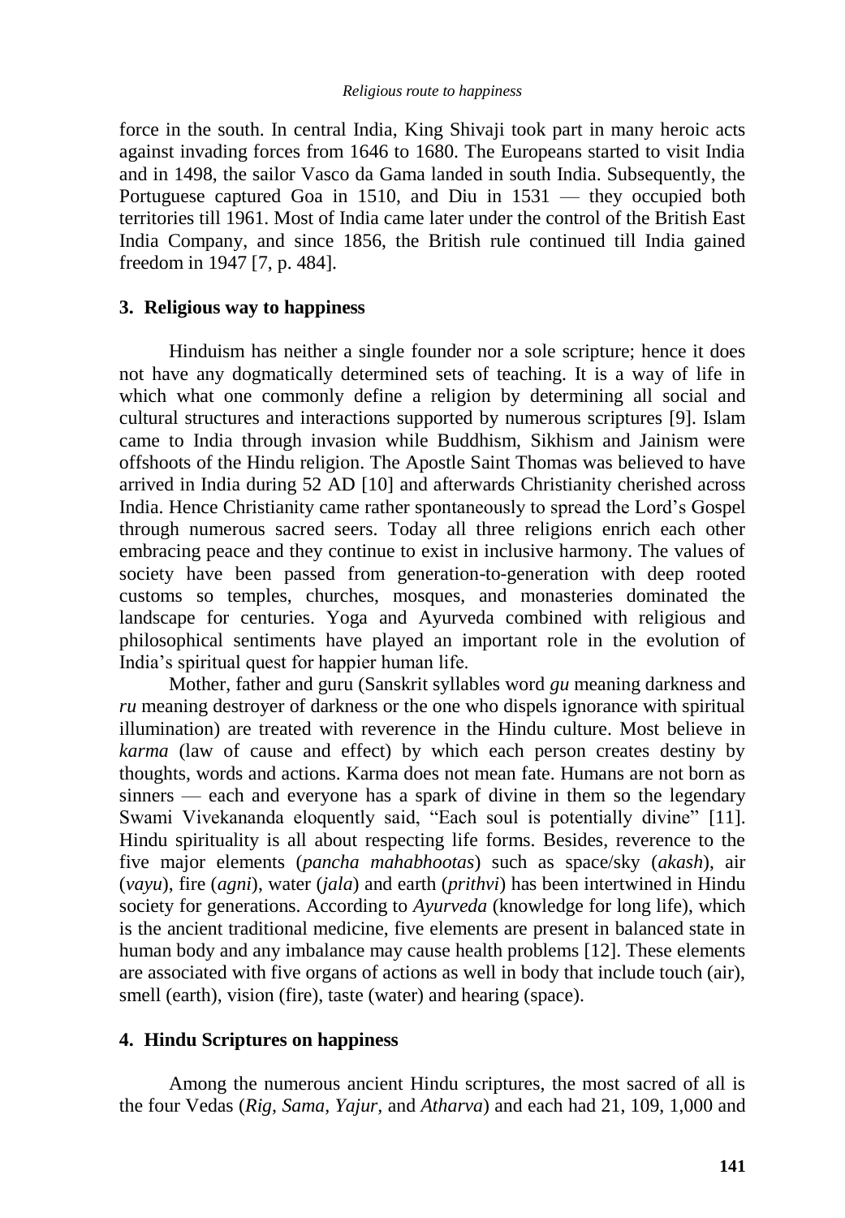force in the south. In central India, King Shivaji took part in many heroic acts against invading forces from 1646 to 1680. The Europeans started to visit India and in 1498, the sailor Vasco da Gama landed in south India. Subsequently, the Portuguese captured Goa in 1510, and Diu in 1531 — they occupied both territories till 1961. Most of India came later under the control of the British East India Company, and since 1856, the British rule continued till India gained freedom in 1947 [7, p. 484].

## 3. Religious way to happiness

Hinduism has neither a single founder nor a sole scripture; hence it does not have any dogmatically determined sets of teaching. It is a way of life in which what one commonly define a religion by determining all social and cultural structures and interactions supported by numerous scriptures [9]. Islam came to India through invasion while Buddhism, Sikhism and Jainism were offshoots of the Hindu religion. The Apostle Saint Thomas was believed to have arrived in India during 52 AD [10] and afterwards Christianity cherished across India. Hence Christianity came rather spontaneously to spread the Lord's Gospel through numerous sacred seers. Today all three religions enrich each other embracing peace and they continue to exist in inclusive harmony. The values of society have been passed from generation-to-generation with deep rooted customs so temples, churches, mosques, and monasteries dominated the landscape for centuries. Yoga and Ayurveda combined with religious and philosophical sentiments have played an important role in the evolution of India's spiritual quest for happier human life.

Mother, father and guru (Sanskrit syllables word *gu* meaning darkness and *ru* meaning destroyer of darkness or the one who dispels ignorance with spiritual illumination) are treated with reverence in the Hindu culture. Most believe in *karma* (law of cause and effect) by which each person creates destiny by thoughts, words and actions. Karma does not mean fate. Humans are not born as sinners — each and everyone has a spark of divine in them so the legendary Swami Vivekananda eloquently said, "Each soul is potentially divine" [11]. Hindu spirituality is all about respecting life forms. Besides, reverence to the five major elements (*pancha mahabhootas*) such as space/sky (*akash*), air (*vayu*), fire (*agni*), water (*jala*) and earth (*prithvi*) has been intertwined in Hindu society for generations. According to *Ayurveda* (knowledge for long life), which is the ancient traditional medicine, five elements are present in balanced state in human body and any imbalance may cause health problems [12]. These elements are associated with five organs of actions as well in body that include touch (air), smell (earth), vision (fire), taste (water) and hearing (space).

## 4. Hindu Scriptures on happiness

Among the numerous ancient Hindu scriptures, the most sacred of all is the four Vedas (*Rig*, *Sama*, *Yajur*, and *Atharva*) and each had 21, 109, 1,000 and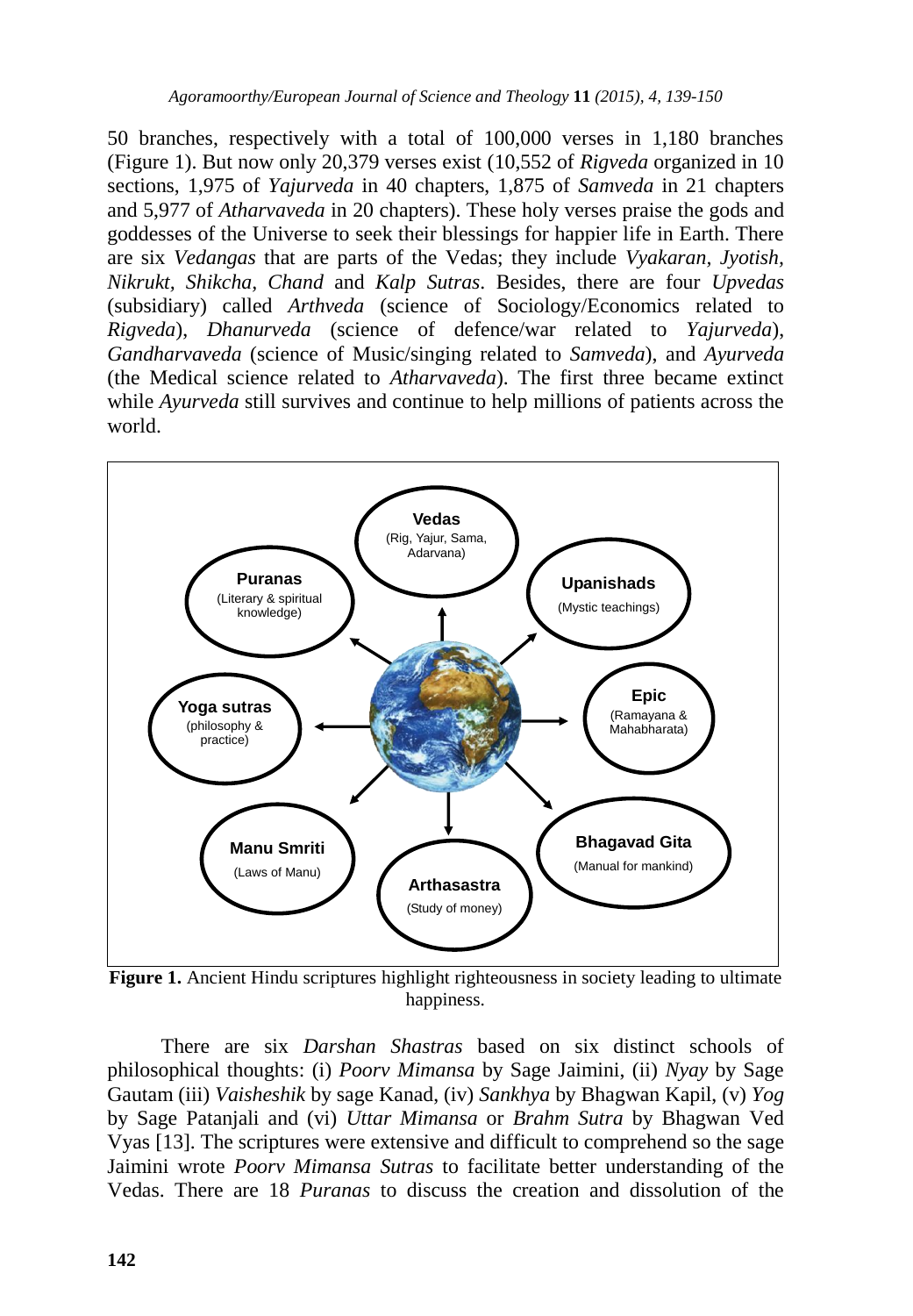50 branches, respectively with a total of 100,000 verses in 1,180 branches (Figure 1). But now only 20,379 verses exist (10,552 of *Rigveda* organized in 10 sections, 1,975 of *Yajurveda* in 40 chapters, 1,875 of *Samveda* in 21 chapters and 5,977 of *Atharvaveda* in 20 chapters). These holy verses praise the gods and goddesses of the Universe to seek their blessings for happier life in Earth. There are six *Vedangas* that are parts of the Vedas; they include *Vyakaran*, *Jyotish*, *Nikrukt*, *Shikcha*, *Chand* and *Kalp Sutras*. Besides, there are four *Upvedas* (subsidiary) called *Arthveda* (science of Sociology/Economics related to *Rigveda*), *Dhanurveda* (science of defence/war related to *Yajurveda*), *Gandharvaveda* (science of Music/singing related to *Samveda*), and *Ayurveda* (the Medical science related to *Atharvaveda*). The first three became extinct while *Ayurveda* still survives and continue to help millions of patients across the world.

**Vedas** (Rig, Yajur, Sama, Adarvana)
**Upanishads** (Mystic teachings)
**Epic** (Ramayana & Mahabharata)
**Bhagavad Gita** (Manual for mankind)
**Arthasastra** (Study of money)
**Manu Smriti** (Laws of Manu)
**Yoga sutras** (philosophy & practice)
**Puranas** (Literary & spiritual knowledge)

**Figure 1.** Ancient Hindu scriptures highlight righteousness in society leading to ultimate happiness.

There are six *Darshan Shastras* based on six distinct schools of philosophical thoughts: (i) *Poorv Mimansa* by Sage Jaimini, (ii) *Nyay* by Sage Gautam (iii) *Vaisheshik* by sage Kanad, (iv) *Sankhya* by Bhagwan Kapil, (v) *Yog* by Sage Patanjali and (vi) *Uttar Mimansa* or *Brahm Sutra* by Bhagwan Ved Vyas [13]. The scriptures were extensive and difficult to comprehend so the sage Jaimini wrote *Poorv Mimansa Sutras* to facilitate better understanding of the Vedas. There are 18 *Puranas* to discuss the creation and dissolution of the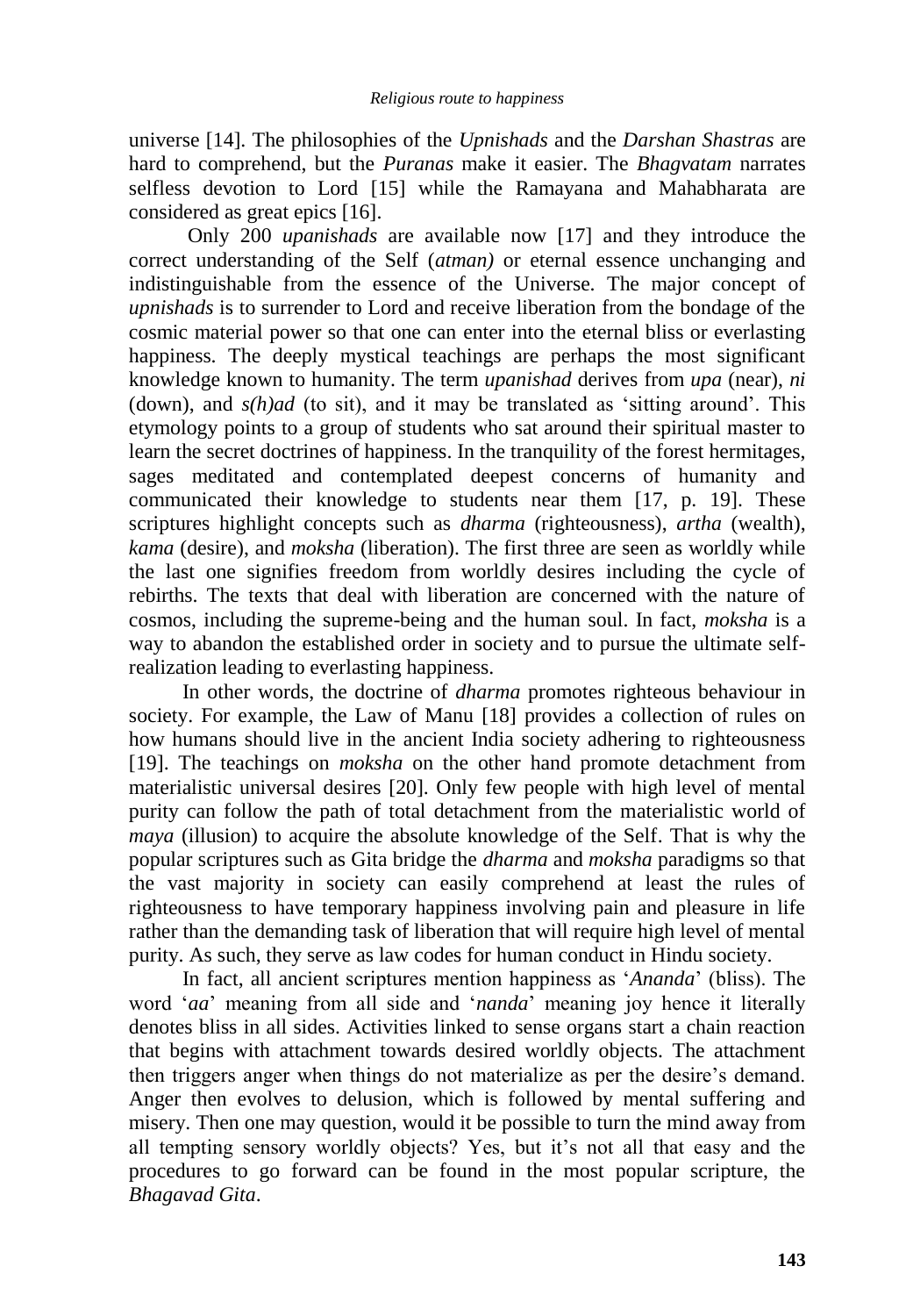universe [14]. The philosophies of the *Upnishads* and the *Darshan Shastras* are hard to comprehend, but the *Puranas* make it easier. The *Bhagvatam* narrates selfless devotion to Lord [15] while the Ramayana and Mahabharata are considered as great epics [16].

Only 200 *upanishads* are available now [17] and they introduce the correct understanding of the Self (*atman)* or eternal essence unchanging and indistinguishable from the essence of the Universe. The major concept of *upnishads* is to surrender to Lord and receive liberation from the bondage of the cosmic material power so that one can enter into the eternal bliss or everlasting happiness. The deeply mystical teachings are perhaps the most significant knowledge known to humanity. The term *upanishad* derives from *upa* (near), *ni* (down), and *s(h)ad* (to sit), and it may be translated as 'sitting around'. This etymology points to a group of students who sat around their spiritual master to learn the secret doctrines of happiness. In the tranquility of the forest hermitages, sages meditated and contemplated deepest concerns of humanity and communicated their knowledge to students near them [17, p. 19]. These scriptures highlight concepts such as *dharma* (righteousness), *artha* (wealth), *kama* (desire), and *moksha* (liberation). The first three are seen as worldly while the last one signifies freedom from worldly desires including the cycle of rebirths. The texts that deal with liberation are concerned with the nature of cosmos, including the supreme-being and the human soul. In fact, *moksha* is a way to abandon the established order in society and to pursue the ultimate self-realization leading to everlasting happiness.

In other words, the doctrine of *dharma* promotes righteous behaviour in society. For example, the Law of Manu [18] provides a collection of rules on how humans should live in the ancient India society adhering to righteousness [19]. The teachings on *moksha* on the other hand promote detachment from materialistic universal desires [20]. Only few people with high level of mental purity can follow the path of total detachment from the materialistic world of *maya* (illusion) to acquire the absolute knowledge of the Self. That is why the popular scriptures such as Gita bridge the *dharma* and *moksha* paradigms so that the vast majority in society can easily comprehend at least the rules of righteousness to have temporary happiness involving pain and pleasure in life rather than the demanding task of liberation that will require high level of mental purity. As such, they serve as law codes for human conduct in Hindu society.

In fact, all ancient scriptures mention happiness as '*Ananda*' (bliss). The word '*aa*' meaning from all side and '*nanda*' meaning joy hence it literally denotes bliss in all sides. Activities linked to sense organs start a chain reaction that begins with attachment towards desired worldly objects. The attachment then triggers anger when things do not materialize as per the desire's demand. Anger then evolves to delusion, which is followed by mental suffering and misery. Then one may question, would it be possible to turn the mind away from all tempting sensory worldly objects? Yes, but it's not all that easy and the procedures to go forward can be found in the most popular scripture, the *Bhagavad Gita*.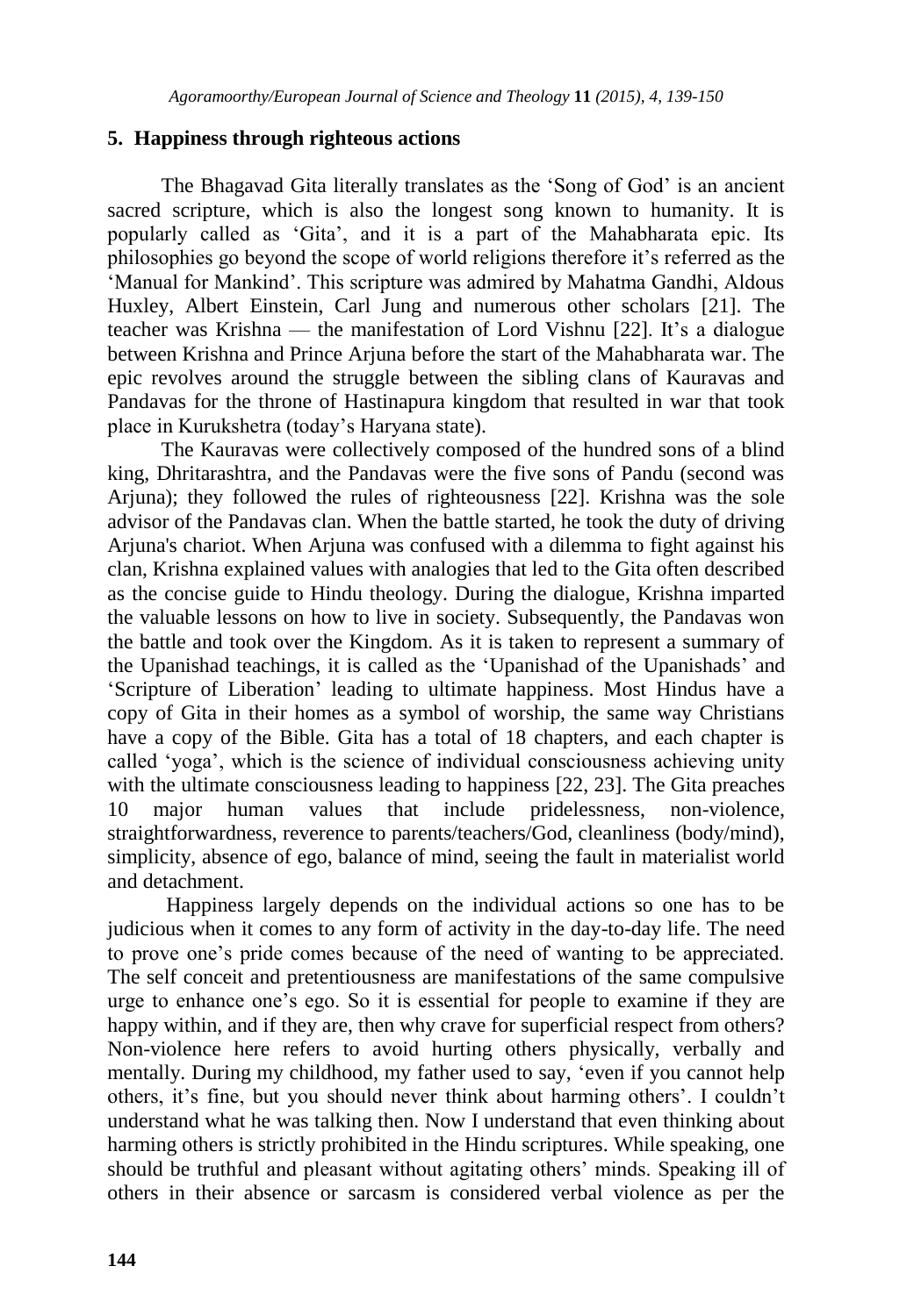## 5. Happiness through righteous actions

The Bhagavad Gita literally translates as the 'Song of God' is an ancient sacred scripture, which is also the longest song known to humanity. It is popularly called as 'Gita', and it is a part of the Mahabharata epic. Its philosophies go beyond the scope of world religions therefore it's referred as the 'Manual for Mankind'. This scripture was admired by Mahatma Gandhi, Aldous Huxley, Albert Einstein, Carl Jung and numerous other scholars [21]. The teacher was Krishna — the manifestation of Lord Vishnu [22]. It's a dialogue between Krishna and Prince Arjuna before the start of the Mahabharata war. The epic revolves around the struggle between the sibling clans of Kauravas and Pandavas for the throne of Hastinapura kingdom that resulted in war that took place in Kurukshetra (today's Haryana state).

The Kauravas were collectively composed of the hundred sons of a blind king, Dhritarashtra, and the Pandavas were the five sons of Pandu (second was Arjuna); they followed the rules of righteousness [22]. Krishna was the sole advisor of the Pandavas clan. When the battle started, he took the duty of driving Arjuna's chariot. When Arjuna was confused with a dilemma to fight against his clan, Krishna explained values with analogies that led to the Gita often described as the concise guide to Hindu theology. During the dialogue, Krishna imparted the valuable lessons on how to live in society. Subsequently, the Pandavas won the battle and took over the Kingdom. As it is taken to represent a summary of the Upanishad teachings, it is called as the 'Upanishad of the Upanishads' and 'Scripture of Liberation' leading to ultimate happiness. Most Hindus have a copy of Gita in their homes as a symbol of worship, the same way Christians have a copy of the Bible. Gita has a total of 18 chapters, and each chapter is called 'yoga', which is the science of individual consciousness achieving unity with the ultimate consciousness leading to happiness [22, 23]. The Gita preaches 10 major human values that include pridelessness, non-violence, straightforwardness, reverence to parents/teachers/God, cleanliness (body/mind), simplicity, absence of ego, balance of mind, seeing the fault in materialist world and detachment.

Happiness largely depends on the individual actions so one has to be judicious when it comes to any form of activity in the day-to-day life. The need to prove one's pride comes because of the need of wanting to be appreciated. The self conceit and pretentiousness are manifestations of the same compulsive urge to enhance one's ego. So it is essential for people to examine if they are happy within, and if they are, then why crave for superficial respect from others? Non-violence here refers to avoid hurting others physically, verbally and mentally. During my childhood, my father used to say, 'even if you cannot help others, it's fine, but you should never think about harming others'. I couldn't understand what he was talking then. Now I understand that even thinking about harming others is strictly prohibited in the Hindu scriptures. While speaking, one should be truthful and pleasant without agitating others' minds. Speaking ill of others in their absence or sarcasm is considered verbal violence as per the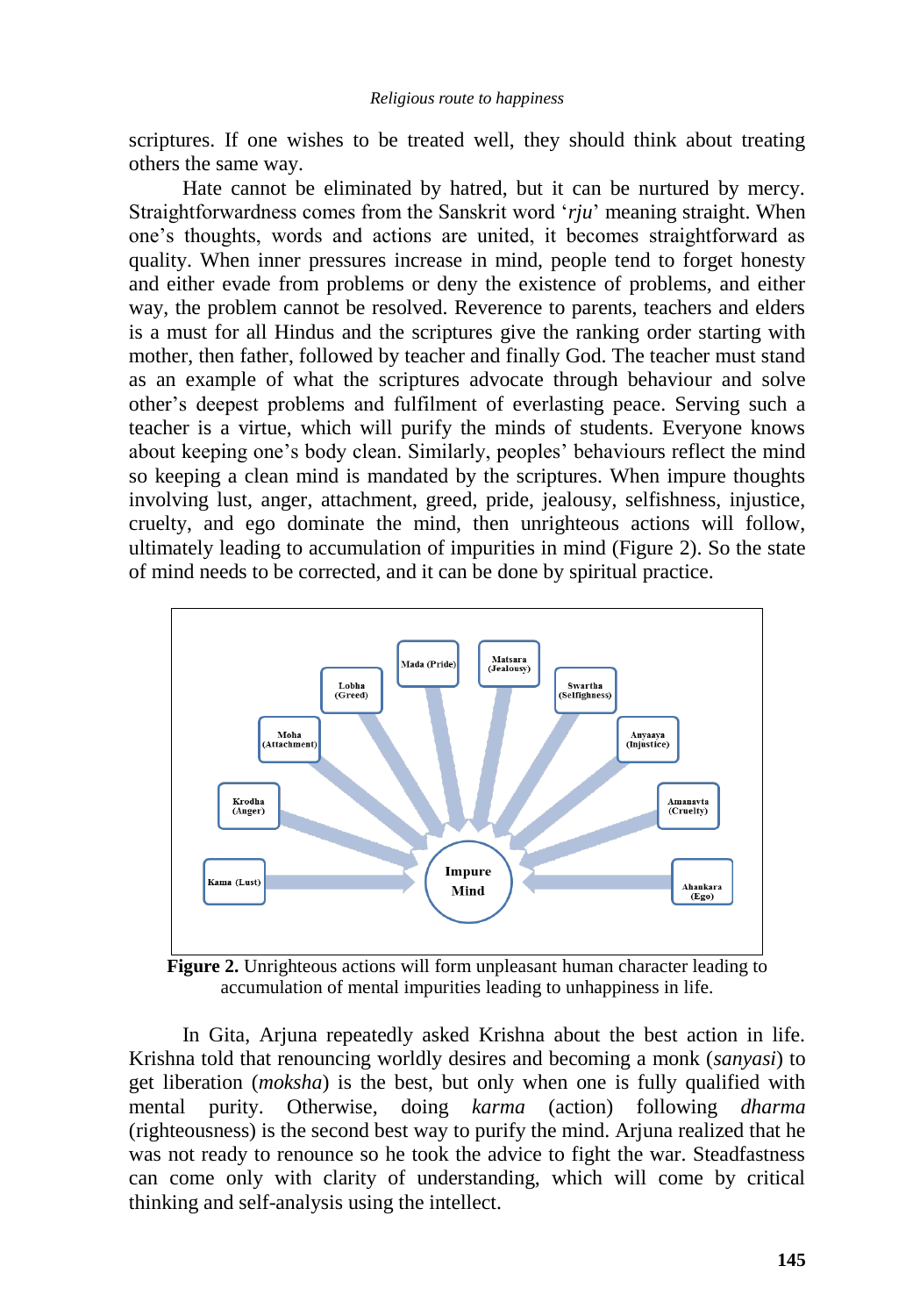scriptures. If one wishes to be treated well, they should think about treating others the same way.

Hate cannot be eliminated by hatred, but it can be nurtured by mercy. Straightforwardness comes from the Sanskrit word '*rju*' meaning straight. When one's thoughts, words and actions are united, it becomes straightforward as quality. When inner pressures increase in mind, people tend to forget honesty and either evade from problems or deny the existence of problems, and either way, the problem cannot be resolved. Reverence to parents, teachers and elders is a must for all Hindus and the scriptures give the ranking order starting with mother, then father, followed by teacher and finally God. The teacher must stand as an example of what the scriptures advocate through behaviour and solve other's deepest problems and fulfilment of everlasting peace. Serving such a teacher is a virtue, which will purify the minds of students. Everyone knows about keeping one's body clean. Similarly, peoples' behaviours reflect the mind so keeping a clean mind is mandated by the scriptures. When impure thoughts involving lust, anger, attachment, greed, pride, jealousy, selfishness, injustice, cruelty, and ego dominate the mind, then unrighteous actions will follow, ultimately leading to accumulation of impurities in mind (Figure 2). So the state of mind needs to be corrected, and it can be done by spiritual practice.

Kama (Lust) → Impure Mind
Krodha (Anger) → Impure Mind
Moha (Attachment) → Impure Mind
Lobha (Greed) → Impure Mind
Mada (Pride) → Impure Mind
Matsara (Jealousy) → Impure Mind
Swartha (Selfighness) → Impure Mind
Anyaaya (Injustice) → Impure Mind
Amanavta (Cruelty) → Impure Mind
Ahankara (Ego) → Impure Mind

**Figure 2.** Unrighteous actions will form unpleasant human character leading to accumulation of mental impurities leading to unhappiness in life.

In Gita, Arjuna repeatedly asked Krishna about the best action in life. Krishna told that renouncing worldly desires and becoming a monk (*sanyasi*) to get liberation (*moksha*) is the best, but only when one is fully qualified with mental purity. Otherwise, doing *karma* (action) following *dharma* (righteousness) is the second best way to purify the mind. Arjuna realized that he was not ready to renounce so he took the advice to fight the war. Steadfastness can come only with clarity of understanding, which will come by critical thinking and self-analysis using the intellect.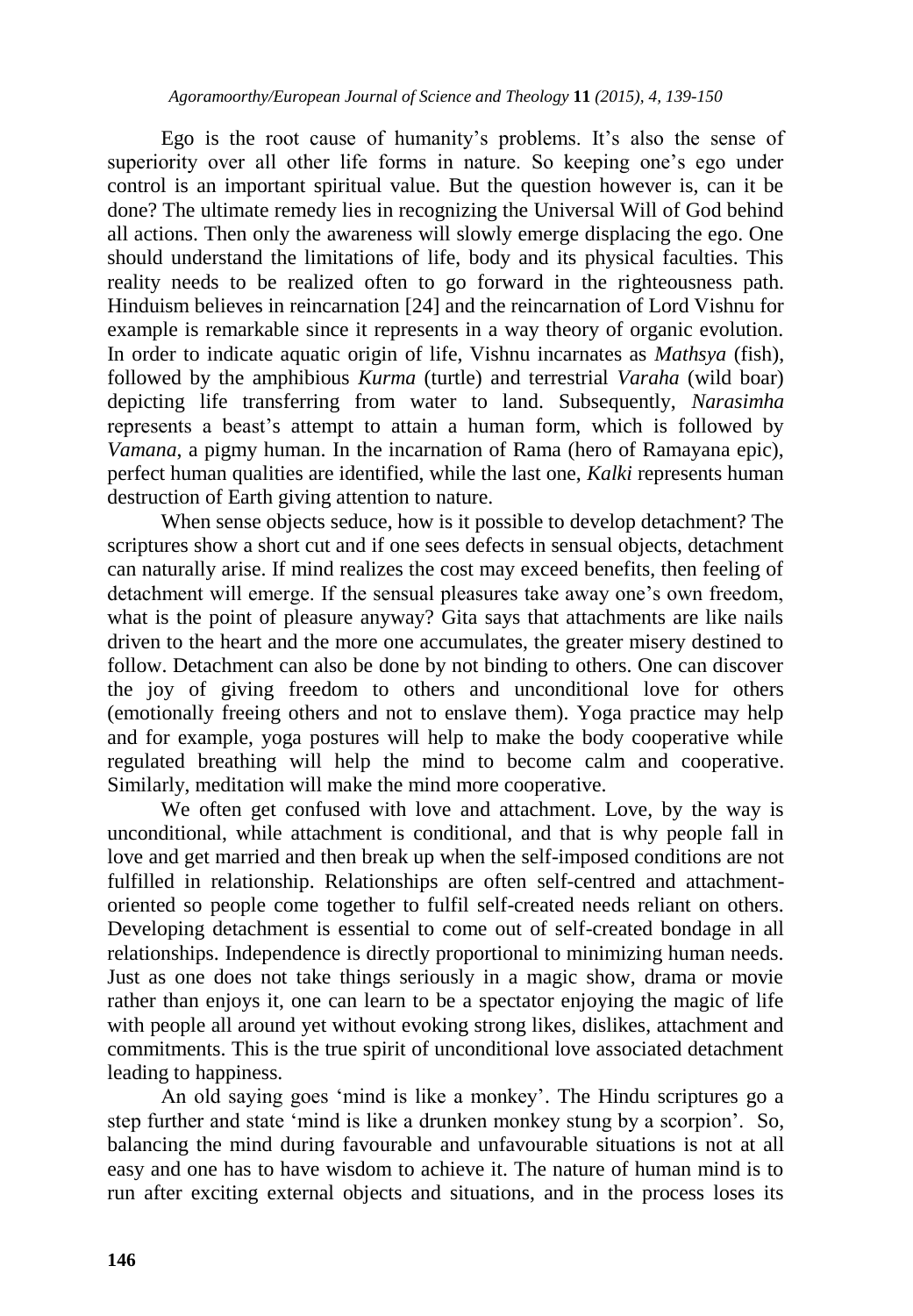Ego is the root cause of humanity's problems. It's also the sense of superiority over all other life forms in nature. So keeping one's ego under control is an important spiritual value. But the question however is, can it be done? The ultimate remedy lies in recognizing the Universal Will of God behind all actions. Then only the awareness will slowly emerge displacing the ego. One should understand the limitations of life, body and its physical faculties. This reality needs to be realized often to go forward in the righteousness path. Hinduism believes in reincarnation [24] and the reincarnation of Lord Vishnu for example is remarkable since it represents in a way theory of organic evolution. In order to indicate aquatic origin of life, Vishnu incarnates as *Mathsya* (fish), followed by the amphibious *Kurma* (turtle) and terrestrial *Varaha* (wild boar) depicting life transferring from water to land. Subsequently, *Narasimha* represents a beast's attempt to attain a human form, which is followed by *Vamana*, a pigmy human. In the incarnation of Rama (hero of Ramayana epic), perfect human qualities are identified, while the last one, *Kalki* represents human destruction of Earth giving attention to nature.

When sense objects seduce, how is it possible to develop detachment? The scriptures show a short cut and if one sees defects in sensual objects, detachment can naturally arise. If mind realizes the cost may exceed benefits, then feeling of detachment will emerge. If the sensual pleasures take away one's own freedom, what is the point of pleasure anyway? Gita says that attachments are like nails driven to the heart and the more one accumulates, the greater misery destined to follow. Detachment can also be done by not binding to others. One can discover the joy of giving freedom to others and unconditional love for others (emotionally freeing others and not to enslave them). Yoga practice may help and for example, yoga postures will help to make the body cooperative while regulated breathing will help the mind to become calm and cooperative. Similarly, meditation will make the mind more cooperative.

We often get confused with love and attachment. Love, by the way is unconditional, while attachment is conditional, and that is why people fall in love and get married and then break up when the self-imposed conditions are not fulfilled in relationship. Relationships are often self-centred and attachment-oriented so people come together to fulfil self-created needs reliant on others. Developing detachment is essential to come out of self-created bondage in all relationships. Independence is directly proportional to minimizing human needs. Just as one does not take things seriously in a magic show, drama or movie rather than enjoys it, one can learn to be a spectator enjoying the magic of life with people all around yet without evoking strong likes, dislikes, attachment and commitments. This is the true spirit of unconditional love associated detachment leading to happiness.

An old saying goes 'mind is like a monkey'. The Hindu scriptures go a step further and state 'mind is like a drunken monkey stung by a scorpion'. So, balancing the mind during favourable and unfavourable situations is not at all easy and one has to have wisdom to achieve it. The nature of human mind is to run after exciting external objects and situations, and in the process loses its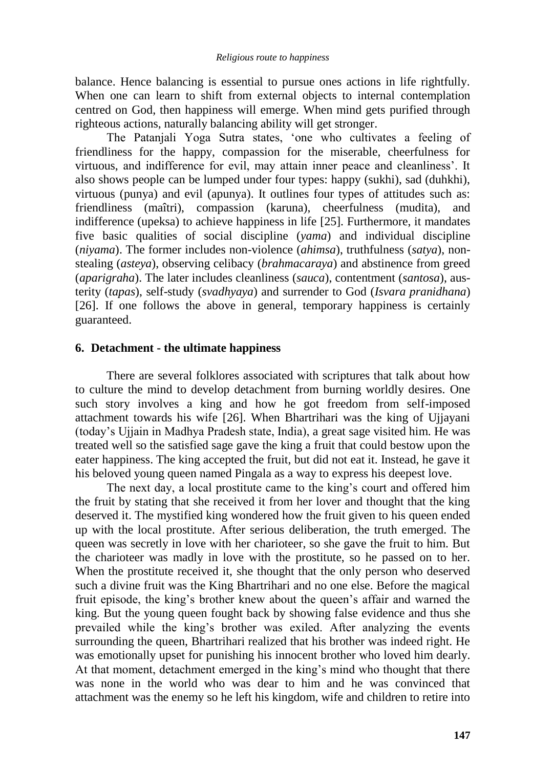balance. Hence balancing is essential to pursue ones actions in life rightfully. When one can learn to shift from external objects to internal contemplation centred on God, then happiness will emerge. When mind gets purified through righteous actions, naturally balancing ability will get stronger.

The Patanjali Yoga Sutra states, 'one who cultivates a feeling of friendliness for the happy, compassion for the miserable, cheerfulness for virtuous, and indifference for evil, may attain inner peace and cleanliness'. It also shows people can be lumped under four types: happy (sukhi), sad (duhkhi), virtuous (punya) and evil (apunya). It outlines four types of attitudes such as: friendliness (maîtri), compassion (karuna), cheerfulness (mudita), and indifference (upeksa) to achieve happiness in life [25]. Furthermore, it mandates five basic qualities of social discipline (*yama*) and individual discipline (*niyama*). The former includes non-violence (*ahimsa*), truthfulness (*satya*), non-stealing (*asteya*), observing celibacy (*brahmacaraya*) and abstinence from greed (*aparigraha*). The later includes cleanliness (*sauca*), contentment (*santosa*), austerity (*tapas*), self-study (*svadhyaya*) and surrender to God (*Isvara pranidhana*) [26]. If one follows the above in general, temporary happiness is certainly guaranteed.

## 6. Detachment - the ultimate happiness

There are several folklores associated with scriptures that talk about how to culture the mind to develop detachment from burning worldly desires. One such story involves a king and how he got freedom from self-imposed attachment towards his wife [26]. When Bhartrihari was the king of Ujjayani (today's Ujjain in Madhya Pradesh state, India), a great sage visited him. He was treated well so the satisfied sage gave the king a fruit that could bestow upon the eater happiness. The king accepted the fruit, but did not eat it. Instead, he gave it his beloved young queen named Pingala as a way to express his deepest love.

The next day, a local prostitute came to the king's court and offered him the fruit by stating that she received it from her lover and thought that the king deserved it. The mystified king wondered how the fruit given to his queen ended up with the local prostitute. After serious deliberation, the truth emerged. The queen was secretly in love with her charioteer, so she gave the fruit to him. But the charioteer was madly in love with the prostitute, so he passed on to her. When the prostitute received it, she thought that the only person who deserved such a divine fruit was the King Bhartrihari and no one else. Before the magical fruit episode, the king's brother knew about the queen's affair and warned the king. But the young queen fought back by showing false evidence and thus she prevailed while the king's brother was exiled. After analyzing the events surrounding the queen, Bhartrihari realized that his brother was indeed right. He was emotionally upset for punishing his innocent brother who loved him dearly. At that moment, detachment emerged in the king's mind who thought that there was none in the world who was dear to him and he was convinced that attachment was the enemy so he left his kingdom, wife and children to retire into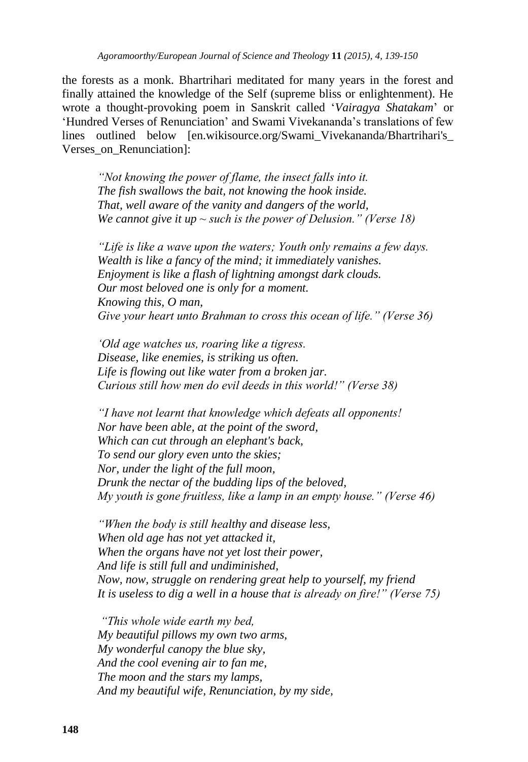the forests as a monk. Bhartrihari meditated for many years in the forest and finally attained the knowledge of the Self (supreme bliss or enlightenment). He wrote a thought-provoking poem in Sanskrit called '*Vairagya Shatakam*' or 'Hundred Verses of Renunciation' and Swami Vivekananda's translations of few lines outlined below [en.wikisource.org/Swami_Vivekananda/Bhartrihari's_Verses_on_Renunciation]:

> *"Not knowing the power of flame, the insect falls into it.*
> *The fish swallows the bait, not knowing the hook inside.*
> *That, well aware of the vanity and dangers of the world,*
> *We cannot give it up ~ such is the power of Delusion." (Verse 18)*
>
> *"Life is like a wave upon the waters; Youth only remains a few days.*
> *Wealth is like a fancy of the mind; it immediately vanishes.*
> *Enjoyment is like a flash of lightning amongst dark clouds.*
> *Our most beloved one is only for a moment.*
> *Knowing this, O man,*
> *Give your heart unto Brahman to cross this ocean of life." (Verse 36)*
>
> *'Old age watches us, roaring like a tigress.*
> *Disease, like enemies, is striking us often.*
> *Life is flowing out like water from a broken jar.*
> *Curious still how men do evil deeds in this world!" (Verse 38)*
>
> *"I have not learnt that knowledge which defeats all opponents!*
> *Nor have been able, at the point of the sword,*
> *Which can cut through an elephant's back,*
> *To send our glory even unto the skies;*
> *Nor, under the light of the full moon,*
> *Drunk the nectar of the budding lips of the beloved,*
> *My youth is gone fruitless, like a lamp in an empty house." (Verse 46)*
>
> *"When the body is still healthy and disease less,*
> *When old age has not yet attacked it,*
> *When the organs have not yet lost their power,*
> *And life is still full and undiminished,*
> *Now, now, struggle on rendering great help to yourself, my friend*
> *It is useless to dig a well in a house that is already on fire!" (Verse 75)*
>
> *"This whole wide earth my bed,*
> *My beautiful pillows my own two arms,*
> *My wonderful canopy the blue sky,*
> *And the cool evening air to fan me,*
> *The moon and the stars my lamps,*
> *And my beautiful wife, Renunciation, by my side,*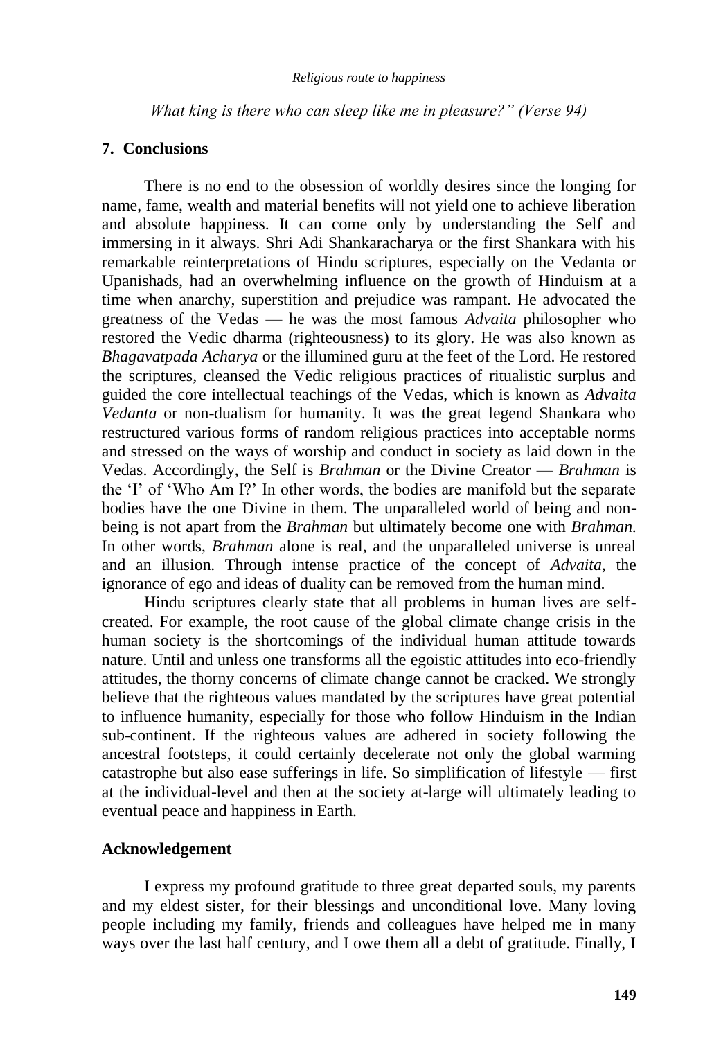*What king is there who can sleep like me in pleasure?" (Verse 94)*

## 7. Conclusions

There is no end to the obsession of worldly desires since the longing for name, fame, wealth and material benefits will not yield one to achieve liberation and absolute happiness. It can come only by understanding the Self and immersing in it always. Shri Adi Shankaracharya or the first Shankara with his remarkable reinterpretations of Hindu scriptures, especially on the Vedanta or Upanishads, had an overwhelming influence on the growth of Hinduism at a time when anarchy, superstition and prejudice was rampant. He advocated the greatness of the Vedas — he was the most famous *Advaita* philosopher who restored the Vedic dharma (righteousness) to its glory. He was also known as *Bhagavatpada Acharya* or the illumined guru at the feet of the Lord. He restored the scriptures, cleansed the Vedic religious practices of ritualistic surplus and guided the core intellectual teachings of the Vedas, which is known as *Advaita Vedanta* or non-dualism for humanity. It was the great legend Shankara who restructured various forms of random religious practices into acceptable norms and stressed on the ways of worship and conduct in society as laid down in the Vedas. Accordingly, the Self is *Brahman* or the Divine Creator — *Brahman* is the 'I' of 'Who Am I?' In other words, the bodies are manifold but the separate bodies have the one Divine in them. The unparalleled world of being and non-being is not apart from the *Brahman* but ultimately become one with *Brahman.* In other words, *Brahman* alone is real, and the unparalleled universe is unreal and an illusion. Through intense practice of the concept of *Advaita*, the ignorance of ego and ideas of duality can be removed from the human mind.

Hindu scriptures clearly state that all problems in human lives are self-created. For example, the root cause of the global climate change crisis in the human society is the shortcomings of the individual human attitude towards nature. Until and unless one transforms all the egoistic attitudes into eco-friendly attitudes, the thorny concerns of climate change cannot be cracked. We strongly believe that the righteous values mandated by the scriptures have great potential to influence humanity, especially for those who follow Hinduism in the Indian sub-continent. If the righteous values are adhered in society following the ancestral footsteps, it could certainly decelerate not only the global warming catastrophe but also ease sufferings in life. So simplification of lifestyle — first at the individual-level and then at the society at-large will ultimately leading to eventual peace and happiness in Earth.

## Acknowledgement

I express my profound gratitude to three great departed souls, my parents and my eldest sister, for their blessings and unconditional love. Many loving people including my family, friends and colleagues have helped me in many ways over the last half century, and I owe them all a debt of gratitude. Finally, I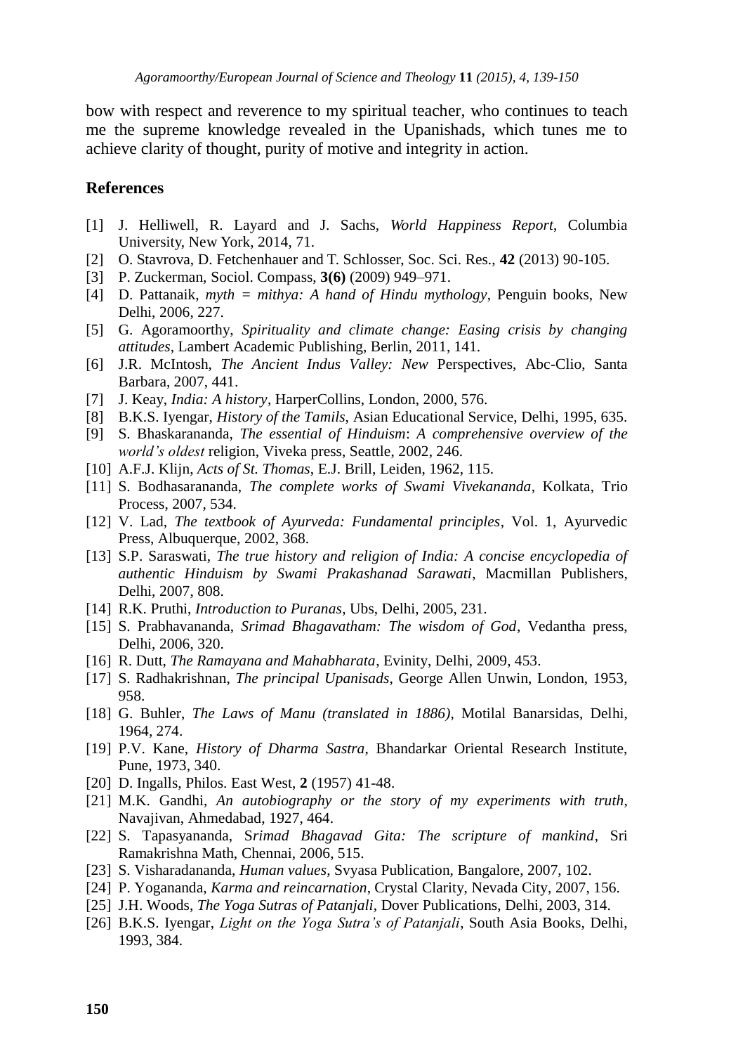bow with respect and reverence to my spiritual teacher, who continues to teach me the supreme knowledge revealed in the Upanishads, which tunes me to achieve clarity of thought, purity of motive and integrity in action.

## References

[1] J. Helliwell, R. Layard and J. Sachs, *World Happiness Report*, Columbia University, New York, 2014, 71.

[2] O. Stavrova, D. Fetchenhauer and T. Schlosser, Soc. Sci. Res., **42** (2013) 90-105.

[3] P. Zuckerman, Sociol. Compass, **3(6)** (2009) 949–971.

[4] D. Pattanaik, *myth = mithya: A hand of Hindu mythology*, Penguin books, New Delhi, 2006, 227.

[5] G. Agoramoorthy, *Spirituality and climate change: Easing crisis by changing attitudes*, Lambert Academic Publishing, Berlin, 2011, 141.

[6] J.R. McIntosh, *The Ancient Indus Valley: New* Perspectives, Abc-Clio, Santa Barbara, 2007, 441.

[7] J. Keay, *India: A history*, HarperCollins, London, 2000, 576.

[8] B.K.S. Iyengar, *History of the Tamils*, Asian Educational Service, Delhi, 1995, 635.

[9] S. Bhaskarananda, *The essential of Hinduism*: *A comprehensive overview of the world's oldest* religion, Viveka press, Seattle, 2002, 246.

[10] A.F.J. Klijn, *Acts of St. Thomas*, E.J. Brill, Leiden, 1962, 115.

[11] S. Bodhasarananda, *The complete works of Swami Vivekananda*, Kolkata, Trio Process, 2007, 534.

[12] V. Lad, *The textbook of Ayurveda: Fundamental principles*, Vol. 1, Ayurvedic Press, Albuquerque, 2002, 368.

[13] S.P. Saraswati, *The true history and religion of India: A concise encyclopedia of authentic Hinduism by Swami Prakashanad Sarawati*, Macmillan Publishers, Delhi, 2007, 808.

[14] R.K. Pruthi, *Introduction to Puranas*, Ubs, Delhi, 2005, 231.

[15] S. Prabhavananda, *Srimad Bhagavatham: The wisdom of God*, Vedantha press, Delhi, 2006, 320.

[16] R. Dutt, *The Ramayana and Mahabharata*, Evinity, Delhi, 2009, 453.

[17] S. Radhakrishnan, *The principal Upanisads*, George Allen Unwin, London, 1953, 958.

[18] G. Buhler, *The Laws of Manu (translated in 1886)*, Motilal Banarsidas, Delhi, 1964, 274.

[19] P.V. Kane, *History of Dharma Sastra*, Bhandarkar Oriental Research Institute, Pune, 1973, 340.

[20] D. Ingalls, Philos. East West, **2** (1957) 41-48.

[21] M.K. Gandhi, *An autobiography or the story of my experiments with truth*, Navajivan, Ahmedabad, 1927, 464.

[22] S. Tapasyananda, S*rimad Bhagavad Gita: The scripture of mankind*, Sri Ramakrishna Math, Chennai, 2006, 515.

[23] S. Visharadananda, *Human values*, Svyasa Publication, Bangalore, 2007, 102.

[24] P. Yogananda, *Karma and reincarnation*, Crystal Clarity, Nevada City, 2007, 156.

[25] J.H. Woods, *The Yoga Sutras of Patanjali*, Dover Publications, Delhi, 2003, 314.

[26] B.K.S. Iyengar, *Light on the Yoga Sutra's of Patanjali*, South Asia Books, Delhi, 1993, 384.